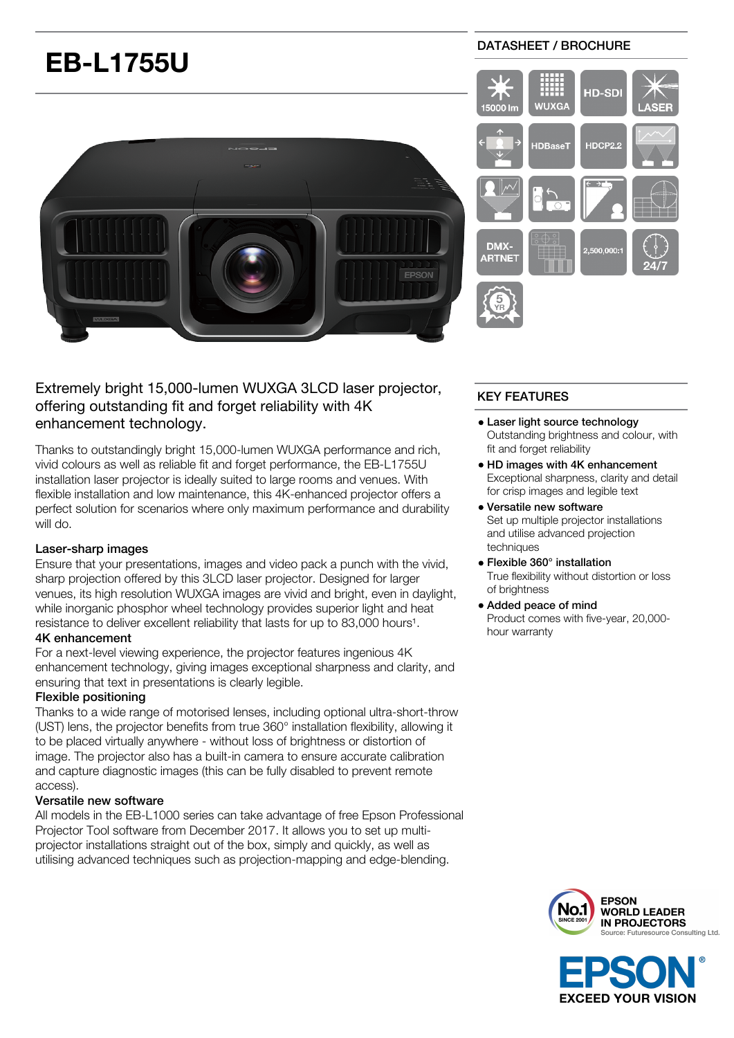# EB-L1755U

DATASHEET / BROCHURE

Extremely bright 15,000-lumen WUXGA 3LCD laser projector, offering outstanding fit and forget reliability with 4K enhancement technology.

Thanks to outstandingly bright 15,000-lumen WUXGA performance and rich, vivid colours as well as reliable fit and forget performance, the EB-L1755U installation laser projector is ideally suited to large rooms and venues. With flexible installation and low maintenance, this 4K-enhanced projector offers a perfect solution for scenarios where only maximum performance and durability will do.

### Laser-sharp images

Ensure that your presentations, images and video pack a punch with the vivid, sharp projection offered by this 3LCD laser projector. Designed for larger venues, its high resolution WUXGA images are vivid and bright, even in daylight, while inorganic phosphor wheel technology provides superior light and heat resistance to deliver excellent reliability that lasts for up to 83,000 hours[1].

### 4K enhancement

For a next-level viewing experience, the projector features ingenious 4K enhancement technology, giving images exceptional sharpness and clarity, and ensuring that text in presentations is clearly legible.

### Flexible positioning

Thanks to a wide range of motorised lenses, including optional ultra-short-throw (UST) lens, the projector benefits from true 360° installation flexibility, allowing it to be placed virtually anywhere - without loss of brightness or distortion of image. The projector also has a built-in camera to ensure accurate calibration and capture diagnostic images (this can be fully disabled to prevent remote access).

### Versatile new software

All models in the EB-L1000 series can take advantage of free Epson Professional Projector Tool software from December 2017. It allows you to set up multi-projector installations straight out of the box, simply and quickly, as well as utilising advanced techniques such as projection-mapping and edge-blending.

## KEY FEATURES

- **Laser light source technology**
  Outstanding brightness and colour, with fit and forget reliability
- **HD images with 4K enhancement**
  Exceptional sharpness, clarity and detail for crisp images and legible text
- **Versatile new software**
  Set up multiple projector installations and utilise advanced projection techniques
- **Flexible 360° installation**
  True flexibility without distortion or loss of brightness
- **Added peace of mind**
  Product comes with five-year, 20,000-hour warranty

EPSON WORLD LEADER IN PROJECTORS
Source: Futuresource Consulting Ltd.

EPSON EXCEED YOUR VISION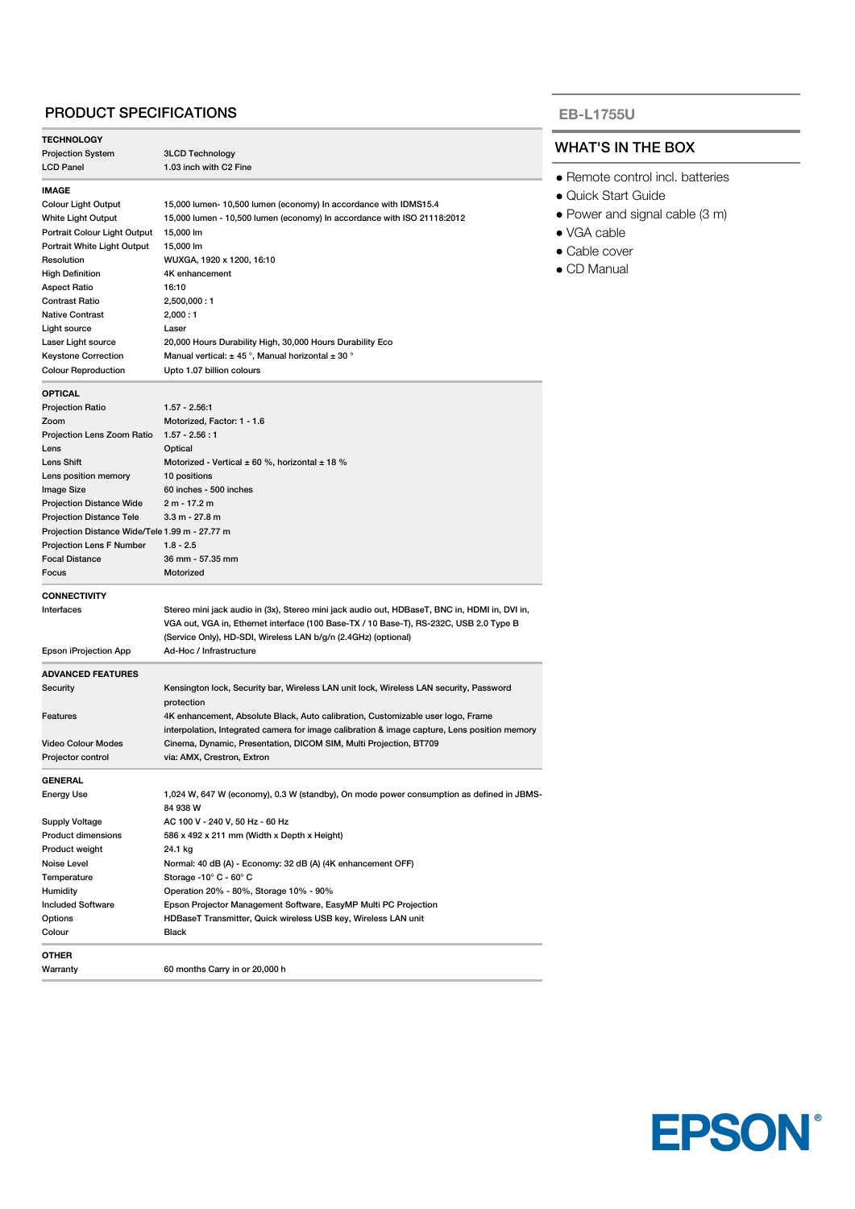## PRODUCT SPECIFICATIONS

| **TECHNOLOGY** | |
|---|---|
| Projection System | 3LCD Technology |
| LCD Panel | 1.03 inch with C2 Fine |

| **IMAGE** | |
|---|---|
| Colour Light Output | 15,000 lumen- 10,500 lumen (economy) In accordance with IDMS15.4 |
| White Light Output | 15,000 lumen - 10,500 lumen (economy) In accordance with ISO 21118:2012 |
| Portrait Colour Light Output | 15,000 lm |
| Portrait White Light Output | 15,000 lm |
| Resolution | WUXGA, 1920 x 1200, 16:10 |
| High Definition | 4K enhancement |
| Aspect Ratio | 16:10 |
| Contrast Ratio | 2,500,000 : 1 |
| Native Contrast | 2,000 : 1 |
| Light source | Laser |
| Laser Light source | 20,000 Hours Durability High, 30,000 Hours Durability Eco |
| Keystone Correction | Manual vertical: ± 45 °, Manual horizontal ± 30 ° |
| Colour Reproduction | Upto 1.07 billion colours |

| **OPTICAL** | |
|---|---|
| Projection Ratio | 1.57 - 2.56:1 |
| Zoom | Motorized, Factor: 1 - 1.6 |
| Projection Lens Zoom Ratio | 1.57 - 2.56 : 1 |
| Lens | Optical |
| Lens Shift | Motorized - Vertical ± 60 %, horizontal ± 18 % |
| Lens position memory | 10 positions |
| Image Size | 60 inches - 500 inches |
| Projection Distance Wide | 2 m - 17.2 m |
| Projection Distance Tele | 3.3 m - 27.8 m |
| Projection Distance Wide/Tele | 1.99 m - 27.77 m |
| Projection Lens F Number | 1.8 - 2.5 |
| Focal Distance | 36 mm - 57.35 mm |
| Focus | Motorized |

| **CONNECTIVITY** | |
|---|---|
| Interfaces | Stereo mini jack audio in (3x), Stereo mini jack audio out, HDBaseT, BNC in, HDMI in, DVI in, VGA out, VGA in, Ethernet interface (100 Base-TX / 10 Base-T), RS-232C, USB 2.0 Type B (Service Only), HD-SDI, Wireless LAN b/g/n (2.4GHz) (optional) |
| Epson iProjection App | Ad-Hoc / Infrastructure |

| **ADVANCED FEATURES** | |
|---|---|
| Security | Kensington lock, Security bar, Wireless LAN unit lock, Wireless LAN security, Password protection |
| Features | 4K enhancement, Absolute Black, Auto calibration, Customizable user logo, Frame interpolation, Integrated camera for image calibration & image capture, Lens position memory |
| Video Colour Modes | Cinema, Dynamic, Presentation, DICOM SIM, Multi Projection, BT709 |
| Projector control | via: AMX, Crestron, Extron |

| **GENERAL** | |
|---|---|
| Energy Use | 1,024 W, 647 W (economy), 0.3 W (standby), On mode power consumption as defined in JBMS-84 938 W |
| Supply Voltage | AC 100 V - 240 V, 50 Hz - 60 Hz |
| Product dimensions | 586 x 492 x 211 mm (Width x Depth x Height) |
| Product weight | 24.1 kg |
| Noise Level | Normal: 40 dB (A) - Economy: 32 dB (A) (4K enhancement OFF) |
| Temperature | Storage -10° C - 60° C |
| Humidity | Operation 20% - 80%, Storage 10% - 90% |
| Included Software | Epson Projector Management Software, EasyMP Multi PC Projection |
| Options | HDBaseT Transmitter, Quick wireless USB key, Wireless LAN unit |
| Colour | Black |

| **OTHER** | |
|---|---|
| Warranty | 60 months Carry in or 20,000 h |

## EB-L1755U

### WHAT'S IN THE BOX

- Remote control incl. batteries
- Quick Start Guide
- Power and signal cable (3 m)
- VGA cable
- Cable cover
- CD Manual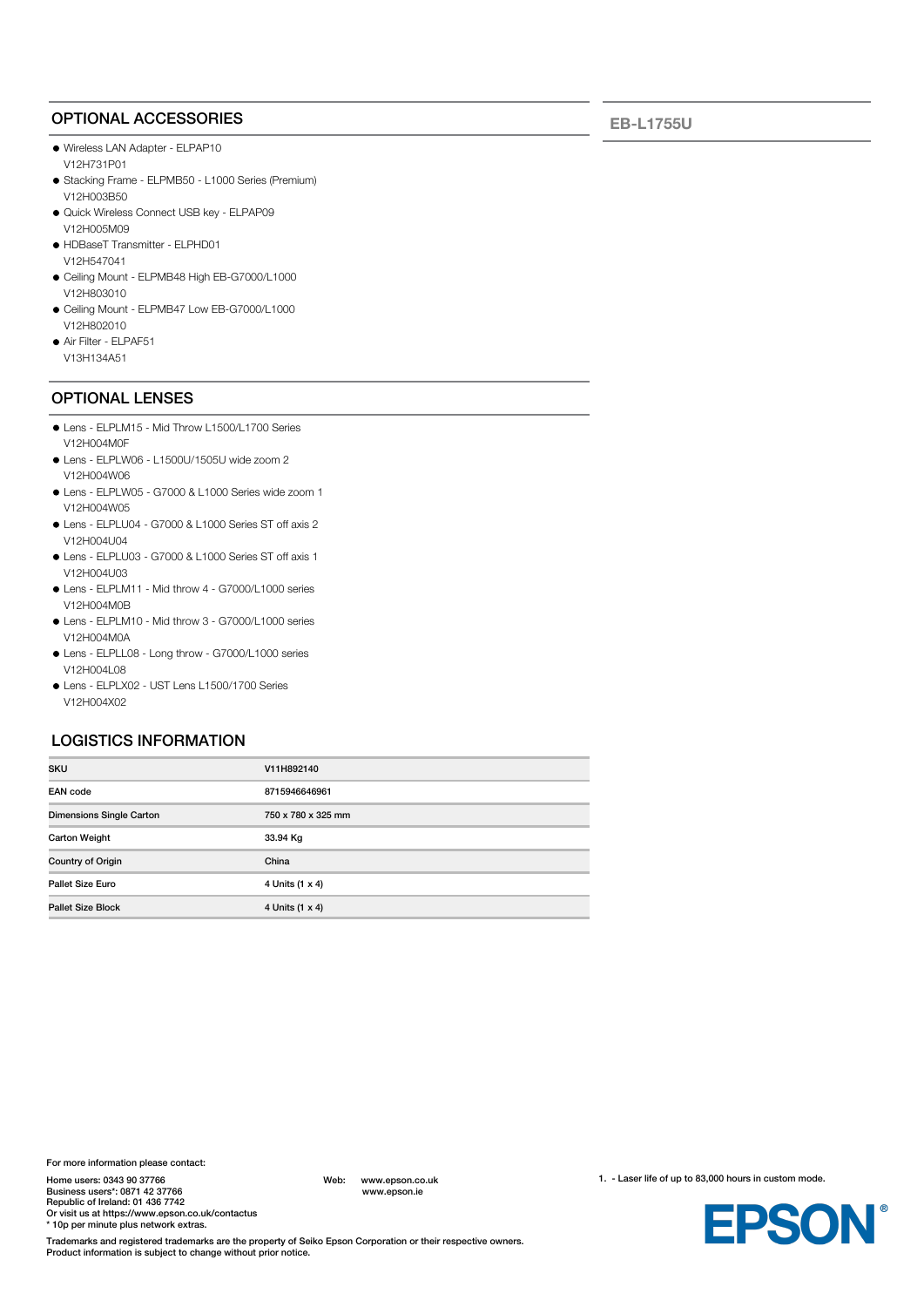## OPTIONAL ACCESSORIES

- Wireless LAN Adapter - ELPAP10
  V12H731P01
- Stacking Frame - ELPMB50 - L1000 Series (Premium)
  V12H003B50
- Quick Wireless Connect USB key - ELPAP09
  V12H005M09
- HDBaseT Transmitter - ELPHD01
  V12H547041
- Ceiling Mount - ELPMB48 High EB-G7000/L1000
  V12H803010
- Ceiling Mount - ELPMB47 Low EB-G7000/L1000
  V12H802010
- Air Filter - ELPAF51
  V13H134A51

## OPTIONAL LENSES

- Lens - ELPLM15 - Mid Throw L1500/L1700 Series
  V12H004M0F
- Lens - ELPLW06 - L1500U/1505U wide zoom 2
  V12H004W06
- Lens - ELPLW05 - G7000 & L1000 Series wide zoom 1
  V12H004W05
- Lens - ELPLU04 - G7000 & L1000 Series ST off axis 2
  V12H004U04
- Lens - ELPLU03 - G7000 & L1000 Series ST off axis 1
  V12H004U03
- Lens - ELPLM11 - Mid throw 4 - G7000/L1000 series
  V12H004M0B
- Lens - ELPLM10 - Mid throw 3 - G7000/L1000 series
  V12H004M0A
- Lens - ELPLL08 - Long throw - G7000/L1000 series
  V12H004L08
- Lens - ELPLX02 - UST Lens L1500/1700 Series
  V12H004X02

## LOGISTICS INFORMATION

| | |
|---|---|
| SKU | V11H892140 |
| EAN code | 8715946646961 |
| Dimensions Single Carton | 750 x 780 x 325 mm |
| Carton Weight | 33.94 Kg |
| Country of Origin | China |
| Pallet Size Euro | 4 Units (1 x 4) |
| Pallet Size Block | 4 Units (1 x 4) |

For more information please contact:

Home users: 0343 90 37766
Business users*: 0871 42 37766
Republic of Ireland: 01 436 7742
Or visit us at https://www.epson.co.uk/contactus
* 10p per minute plus network extras.

Web: www.epson.co.uk
www.epson.ie

1. - Laser life of up to 83,000 hours in custom mode.

Trademarks and registered trademarks are the property of Seiko Epson Corporation or their respective owners.
Product information is subject to change without prior notice.